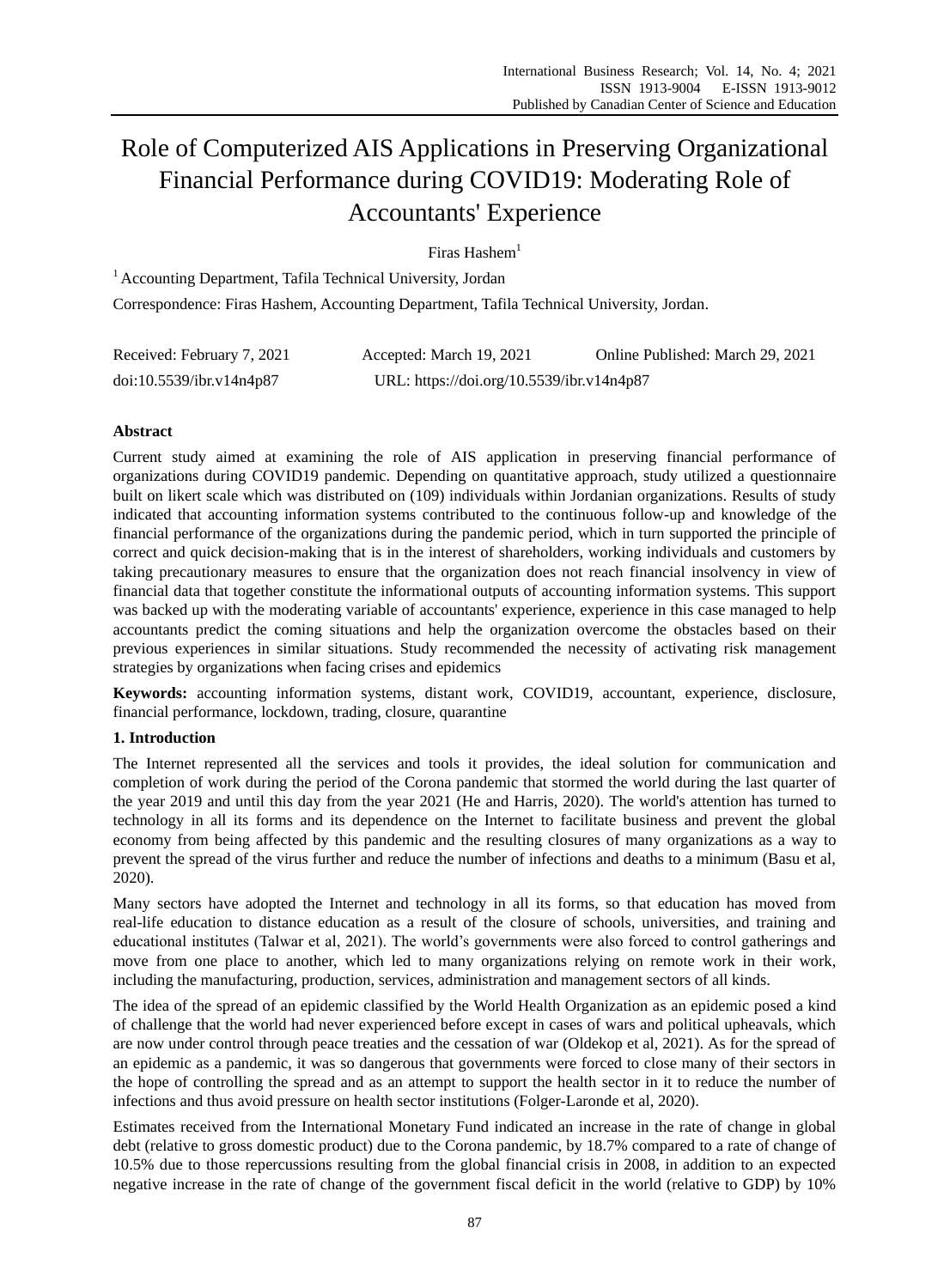# Role of Computerized AIS Applications in Preserving Organizational Financial Performance during COVID19: Moderating Role of Accountants' Experience

Firas Hashem[1]

[1] Accounting Department, Tafila Technical University, Jordan

Correspondence: Firas Hashem, Accounting Department, Tafila Technical University, Jordan.

Received: February 7, 2021 Accepted: March 19, 2021 Online Published: March 29, 2021

doi:10.5539/ibr.v14n4p87 URL: https://doi.org/10.5539/ibr.v14n4p87

## Abstract

Current study aimed at examining the role of AIS application in preserving financial performance of organizations during COVID19 pandemic. Depending on quantitative approach, study utilized a questionnaire built on likert scale which was distributed on (109) individuals within Jordanian organizations. Results of study indicated that accounting information systems contributed to the continuous follow-up and knowledge of the financial performance of the organizations during the pandemic period, which in turn supported the principle of correct and quick decision-making that is in the interest of shareholders, working individuals and customers by taking precautionary measures to ensure that the organization does not reach financial insolvency in view of financial data that together constitute the informational outputs of accounting information systems. This support was backed up with the moderating variable of accountants' experience, experience in this case managed to help accountants predict the coming situations and help the organization overcome the obstacles based on their previous experiences in similar situations. Study recommended the necessity of activating risk management strategies by organizations when facing crises and epidemics

**Keywords:** accounting information systems, distant work, COVID19, accountant, experience, disclosure, financial performance, lockdown, trading, closure, quarantine

## 1. Introduction

The Internet represented all the services and tools it provides, the ideal solution for communication and completion of work during the period of the Corona pandemic that stormed the world during the last quarter of the year 2019 and until this day from the year 2021 (He and Harris, 2020). The world's attention has turned to technology in all its forms and its dependence on the Internet to facilitate business and prevent the global economy from being affected by this pandemic and the resulting closures of many organizations as a way to prevent the spread of the virus further and reduce the number of infections and deaths to a minimum (Basu et al, 2020).

Many sectors have adopted the Internet and technology in all its forms, so that education has moved from real-life education to distance education as a result of the closure of schools, universities, and training and educational institutes (Talwar et al, 2021). The world's governments were also forced to control gatherings and move from one place to another, which led to many organizations relying on remote work in their work, including the manufacturing, production, services, administration and management sectors of all kinds.

The idea of the spread of an epidemic classified by the World Health Organization as an epidemic posed a kind of challenge that the world had never experienced before except in cases of wars and political upheavals, which are now under control through peace treaties and the cessation of war (Oldekop et al, 2021). As for the spread of an epidemic as a pandemic, it was so dangerous that governments were forced to close many of their sectors in the hope of controlling the spread and as an attempt to support the health sector in it to reduce the number of infections and thus avoid pressure on health sector institutions (Folger-Laronde et al, 2020).

Estimates received from the International Monetary Fund indicated an increase in the rate of change in global debt (relative to gross domestic product) due to the Corona pandemic, by 18.7% compared to a rate of change of 10.5% due to those repercussions resulting from the global financial crisis in 2008, in addition to an expected negative increase in the rate of change of the government fiscal deficit in the world (relative to GDP) by 10%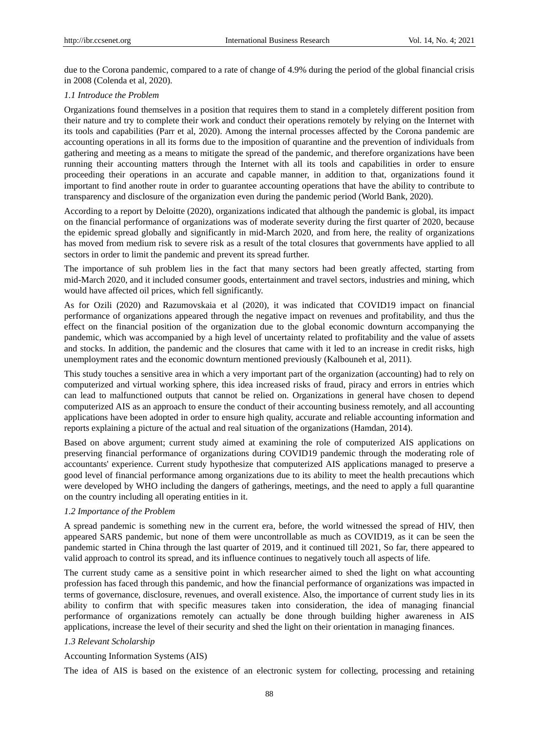due to the Corona pandemic, compared to a rate of change of 4.9% during the period of the global financial crisis in 2008 (Colenda et al, 2020).

### *1.1 Introduce the Problem*

Organizations found themselves in a position that requires them to stand in a completely different position from their nature and try to complete their work and conduct their operations remotely by relying on the Internet with its tools and capabilities (Parr et al, 2020). Among the internal processes affected by the Corona pandemic are accounting operations in all its forms due to the imposition of quarantine and the prevention of individuals from gathering and meeting as a means to mitigate the spread of the pandemic, and therefore organizations have been running their accounting matters through the Internet with all its tools and capabilities in order to ensure proceeding their operations in an accurate and capable manner, in addition to that, organizations found it important to find another route in order to guarantee accounting operations that have the ability to contribute to transparency and disclosure of the organization even during the pandemic period (World Bank, 2020).

According to a report by Deloitte (2020), organizations indicated that although the pandemic is global, its impact on the financial performance of organizations was of moderate severity during the first quarter of 2020, because the epidemic spread globally and significantly in mid-March 2020, and from here, the reality of organizations has moved from medium risk to severe risk as a result of the total closures that governments have applied to all sectors in order to limit the pandemic and prevent its spread further.

The importance of suh problem lies in the fact that many sectors had been greatly affected, starting from mid-March 2020, and it included consumer goods, entertainment and travel sectors, industries and mining, which would have affected oil prices, which fell significantly.

As for Ozili (2020) and Razumovskaia et al (2020), it was indicated that COVID19 impact on financial performance of organizations appeared through the negative impact on revenues and profitability, and thus the effect on the financial position of the organization due to the global economic downturn accompanying the pandemic, which was accompanied by a high level of uncertainty related to profitability and the value of assets and stocks. In addition, the pandemic and the closures that came with it led to an increase in credit risks, high unemployment rates and the economic downturn mentioned previously (Kalbouneh et al, 2011).

This study touches a sensitive area in which a very important part of the organization (accounting) had to rely on computerized and virtual working sphere, this idea increased risks of fraud, piracy and errors in entries which can lead to malfunctioned outputs that cannot be relied on. Organizations in general have chosen to depend computerized AIS as an approach to ensure the conduct of their accounting business remotely, and all accounting applications have been adopted in order to ensure high quality, accurate and reliable accounting information and reports explaining a picture of the actual and real situation of the organizations (Hamdan, 2014).

Based on above argument; current study aimed at examining the role of computerized AIS applications on preserving financial performance of organizations during COVID19 pandemic through the moderating role of accountants' experience. Current study hypothesize that computerized AIS applications managed to preserve a good level of financial performance among organizations due to its ability to meet the health precautions which were developed by WHO including the dangers of gatherings, meetings, and the need to apply a full quarantine on the country including all operating entities in it.

### *1.2 Importance of the Problem*

A spread pandemic is something new in the current era, before, the world witnessed the spread of HIV, then appeared SARS pandemic, but none of them were uncontrollable as much as COVID19, as it can be seen the pandemic started in China through the last quarter of 2019, and it continued till 2021, So far, there appeared to valid approach to control its spread, and its influence continues to negatively touch all aspects of life.

The current study came as a sensitive point in which researcher aimed to shed the light on what accounting profession has faced through this pandemic, and how the financial performance of organizations was impacted in terms of governance, disclosure, revenues, and overall existence. Also, the importance of current study lies in its ability to confirm that with specific measures taken into consideration, the idea of managing financial performance of organizations remotely can actually be done through building higher awareness in AIS applications, increase the level of their security and shed the light on their orientation in managing finances.

### *1.3 Relevant Scholarship*

Accounting Information Systems (AIS)

The idea of AIS is based on the existence of an electronic system for collecting, processing and retaining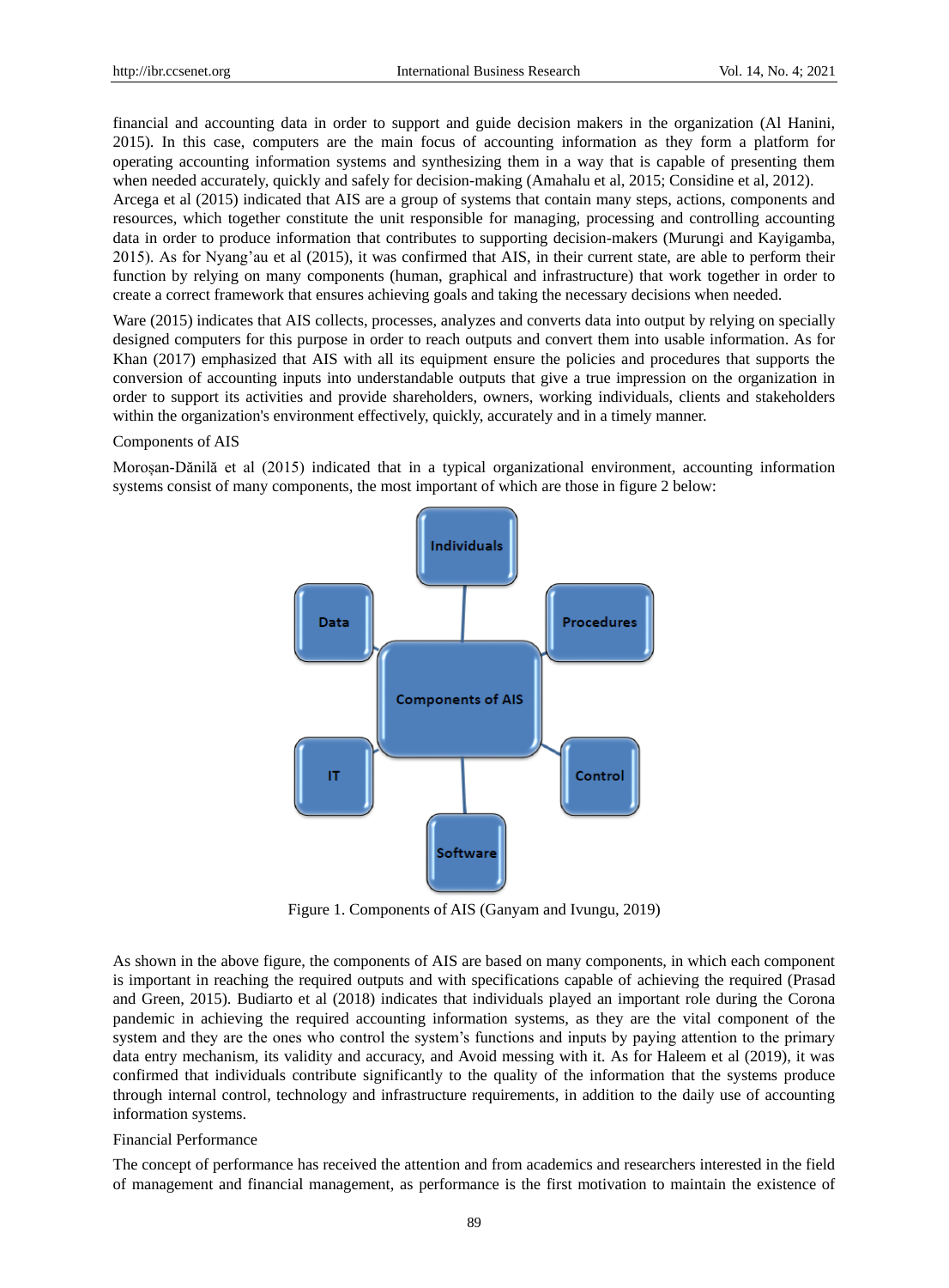financial and accounting data in order to support and guide decision makers in the organization (Al Hanini, 2015). In this case, computers are the main focus of accounting information as they form a platform for operating accounting information systems and synthesizing them in a way that is capable of presenting them when needed accurately, quickly and safely for decision-making (Amahalu et al, 2015; Considine et al, 2012). Arcega et al (2015) indicated that AIS are a group of systems that contain many steps, actions, components and resources, which together constitute the unit responsible for managing, processing and controlling accounting data in order to produce information that contributes to supporting decision-makers (Murungi and Kayigamba, 2015). As for Nyang'au et al (2015), it was confirmed that AIS, in their current state, are able to perform their function by relying on many components (human, graphical and infrastructure) that work together in order to create a correct framework that ensures achieving goals and taking the necessary decisions when needed.

Ware (2015) indicates that AIS collects, processes, analyzes and converts data into output by relying on specially designed computers for this purpose in order to reach outputs and convert them into usable information. As for Khan (2017) emphasized that AIS with all its equipment ensure the policies and procedures that supports the conversion of accounting inputs into understandable outputs that give a true impression on the organization in order to support its activities and provide shareholders, owners, working individuals, clients and stakeholders within the organization's environment effectively, quickly, accurately and in a timely manner.

Components of AIS

Moroșan-Dănilă et al (2015) indicated that in a typical organizational environment, accounting information systems consist of many components, the most important of which are those in figure 2 below:

Individuals

Data

Procedures

Components of AIS

IT

Control

Software

Figure 1. Components of AIS (Ganyam and Ivungu, 2019)

As shown in the above figure, the components of AIS are based on many components, in which each component is important in reaching the required outputs and with specifications capable of achieving the required (Prasad and Green, 2015). Budiarto et al (2018) indicates that individuals played an important role during the Corona pandemic in achieving the required accounting information systems, as they are the vital component of the system and they are the ones who control the system's functions and inputs by paying attention to the primary data entry mechanism, its validity and accuracy, and Avoid messing with it. As for Haleem et al (2019), it was confirmed that individuals contribute significantly to the quality of the information that the systems produce through internal control, technology and infrastructure requirements, in addition to the daily use of accounting information systems.

Financial Performance

The concept of performance has received the attention and from academics and researchers interested in the field of management and financial management, as performance is the first motivation to maintain the existence of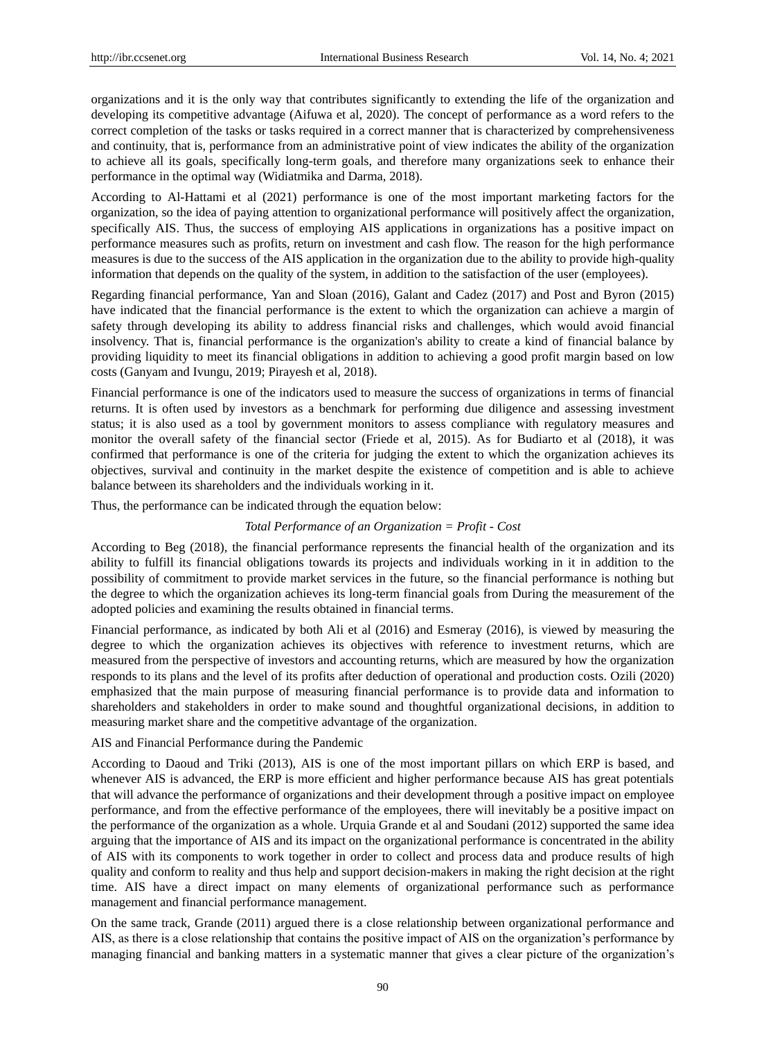organizations and it is the only way that contributes significantly to extending the life of the organization and developing its competitive advantage (Aifuwa et al, 2020). The concept of performance as a word refers to the correct completion of the tasks or tasks required in a correct manner that is characterized by comprehensiveness and continuity, that is, performance from an administrative point of view indicates the ability of the organization to achieve all its goals, specifically long-term goals, and therefore many organizations seek to enhance their performance in the optimal way (Widiatmika and Darma, 2018).

According to Al-Hattami et al (2021) performance is one of the most important marketing factors for the organization, so the idea of paying attention to organizational performance will positively affect the organization, specifically AIS. Thus, the success of employing AIS applications in organizations has a positive impact on performance measures such as profits, return on investment and cash flow. The reason for the high performance measures is due to the success of the AIS application in the organization due to the ability to provide high-quality information that depends on the quality of the system, in addition to the satisfaction of the user (employees).

Regarding financial performance, Yan and Sloan (2016), Galant and Cadez (2017) and Post and Byron (2015) have indicated that the financial performance is the extent to which the organization can achieve a margin of safety through developing its ability to address financial risks and challenges, which would avoid financial insolvency. That is, financial performance is the organization's ability to create a kind of financial balance by providing liquidity to meet its financial obligations in addition to achieving a good profit margin based on low costs (Ganyam and Ivungu, 2019; Pirayesh et al, 2018).

Financial performance is one of the indicators used to measure the success of organizations in terms of financial returns. It is often used by investors as a benchmark for performing due diligence and assessing investment status; it is also used as a tool by government monitors to assess compliance with regulatory measures and monitor the overall safety of the financial sector (Friede et al, 2015). As for Budiarto et al (2018), it was confirmed that performance is one of the criteria for judging the extent to which the organization achieves its objectives, survival and continuity in the market despite the existence of competition and is able to achieve balance between its shareholders and the individuals working in it.

Thus, the performance can be indicated through the equation below:

*Total Performance of an Organization = Profit - Cost*

According to Beg (2018), the financial performance represents the financial health of the organization and its ability to fulfill its financial obligations towards its projects and individuals working in it in addition to the possibility of commitment to provide market services in the future, so the financial performance is nothing but the degree to which the organization achieves its long-term financial goals from During the measurement of the adopted policies and examining the results obtained in financial terms.

Financial performance, as indicated by both Ali et al (2016) and Esmeray (2016), is viewed by measuring the degree to which the organization achieves its objectives with reference to investment returns, which are measured from the perspective of investors and accounting returns, which are measured by how the organization responds to its plans and the level of its profits after deduction of operational and production costs. Ozili (2020) emphasized that the main purpose of measuring financial performance is to provide data and information to shareholders and stakeholders in order to make sound and thoughtful organizational decisions, in addition to measuring market share and the competitive advantage of the organization.

AIS and Financial Performance during the Pandemic

According to Daoud and Triki (2013), AIS is one of the most important pillars on which ERP is based, and whenever AIS is advanced, the ERP is more efficient and higher performance because AIS has great potentials that will advance the performance of organizations and their development through a positive impact on employee performance, and from the effective performance of the employees, there will inevitably be a positive impact on the performance of the organization as a whole. Urquia Grande et al and Soudani (2012) supported the same idea arguing that the importance of AIS and its impact on the organizational performance is concentrated in the ability of AIS with its components to work together in order to collect and process data and produce results of high quality and conform to reality and thus help and support decision-makers in making the right decision at the right time. AIS have a direct impact on many elements of organizational performance such as performance management and financial performance management.

On the same track, Grande (2011) argued there is a close relationship between organizational performance and AIS, as there is a close relationship that contains the positive impact of AIS on the organization's performance by managing financial and banking matters in a systematic manner that gives a clear picture of the organization's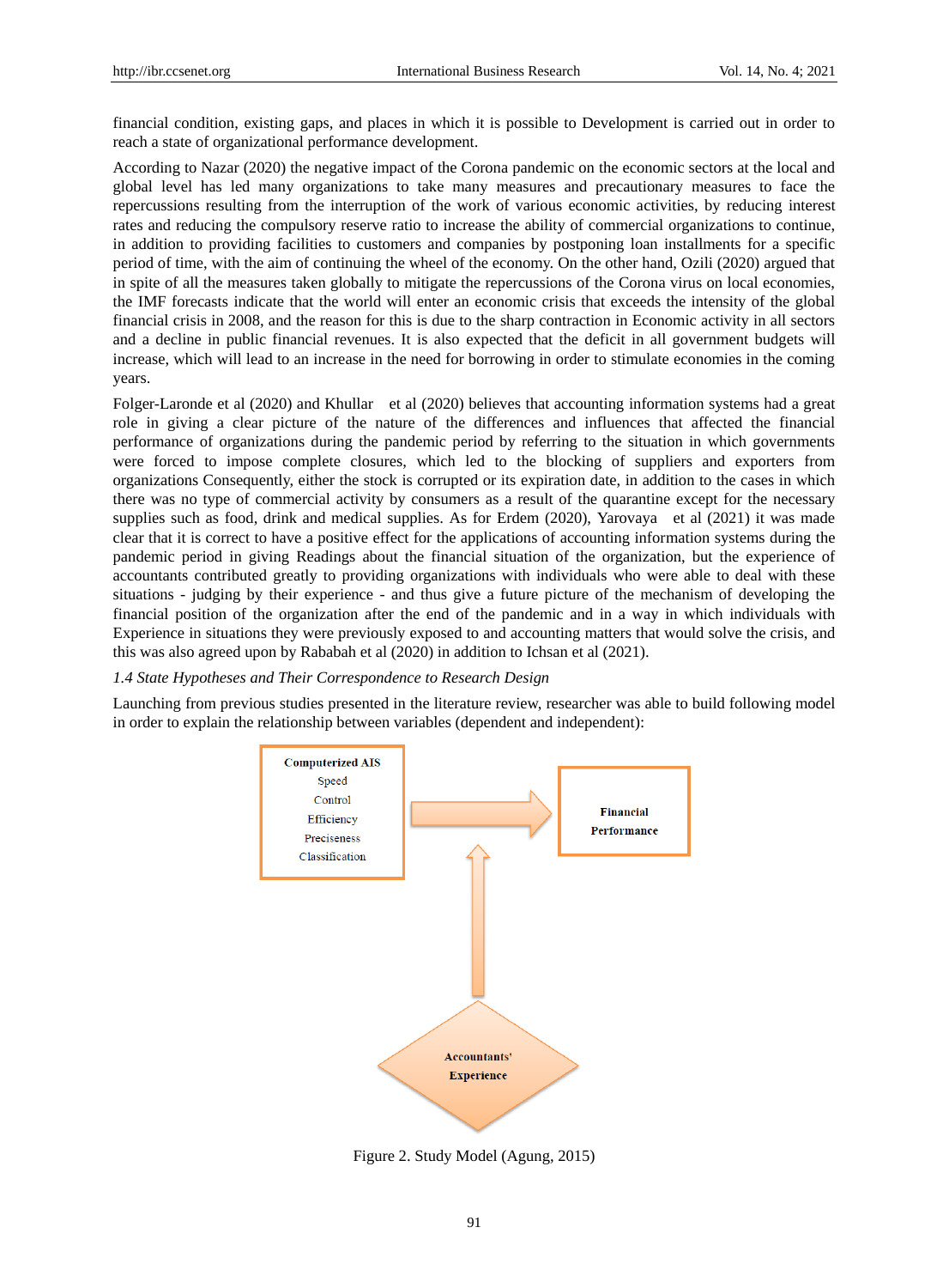financial condition, existing gaps, and places in which it is possible to Development is carried out in order to reach a state of organizational performance development.

According to Nazar (2020) the negative impact of the Corona pandemic on the economic sectors at the local and global level has led many organizations to take many measures and precautionary measures to face the repercussions resulting from the interruption of the work of various economic activities, by reducing interest rates and reducing the compulsory reserve ratio to increase the ability of commercial organizations to continue, in addition to providing facilities to customers and companies by postponing loan installments for a specific period of time, with the aim of continuing the wheel of the economy. On the other hand, Ozili (2020) argued that in spite of all the measures taken globally to mitigate the repercussions of the Corona virus on local economies, the IMF forecasts indicate that the world will enter an economic crisis that exceeds the intensity of the global financial crisis in 2008, and the reason for this is due to the sharp contraction in Economic activity in all sectors and a decline in public financial revenues. It is also expected that the deficit in all government budgets will increase, which will lead to an increase in the need for borrowing in order to stimulate economies in the coming years.

Folger-Laronde et al (2020) and Khullar et al (2020) believes that accounting information systems had a great role in giving a clear picture of the nature of the differences and influences that affected the financial performance of organizations during the pandemic period by referring to the situation in which governments were forced to impose complete closures, which led to the blocking of suppliers and exporters from organizations Consequently, either the stock is corrupted or its expiration date, in addition to the cases in which there was no type of commercial activity by consumers as a result of the quarantine except for the necessary supplies such as food, drink and medical supplies. As for Erdem (2020), Yarovaya et al (2021) it was made clear that it is correct to have a positive effect for the applications of accounting information systems during the pandemic period in giving Readings about the financial situation of the organization, but the experience of accountants contributed greatly to providing organizations with individuals who were able to deal with these situations - judging by their experience - and thus give a future picture of the mechanism of developing the financial position of the organization after the end of the pandemic and in a way in which individuals with Experience in situations they were previously exposed to and accounting matters that would solve the crisis, and this was also agreed upon by Rababah et al (2020) in addition to Ichsan et al (2021).

*1.4 State Hypotheses and Their Correspondence to Research Design*

Launching from previous studies presented in the literature review, researcher was able to build following model in order to explain the relationship between variables (dependent and independent):

**Computerized AIS**
Speed
Control
Efficiency
Preciseness
Classification

**Financial Performance**

**Accountants' Experience**

Figure 2. Study Model (Agung, 2015)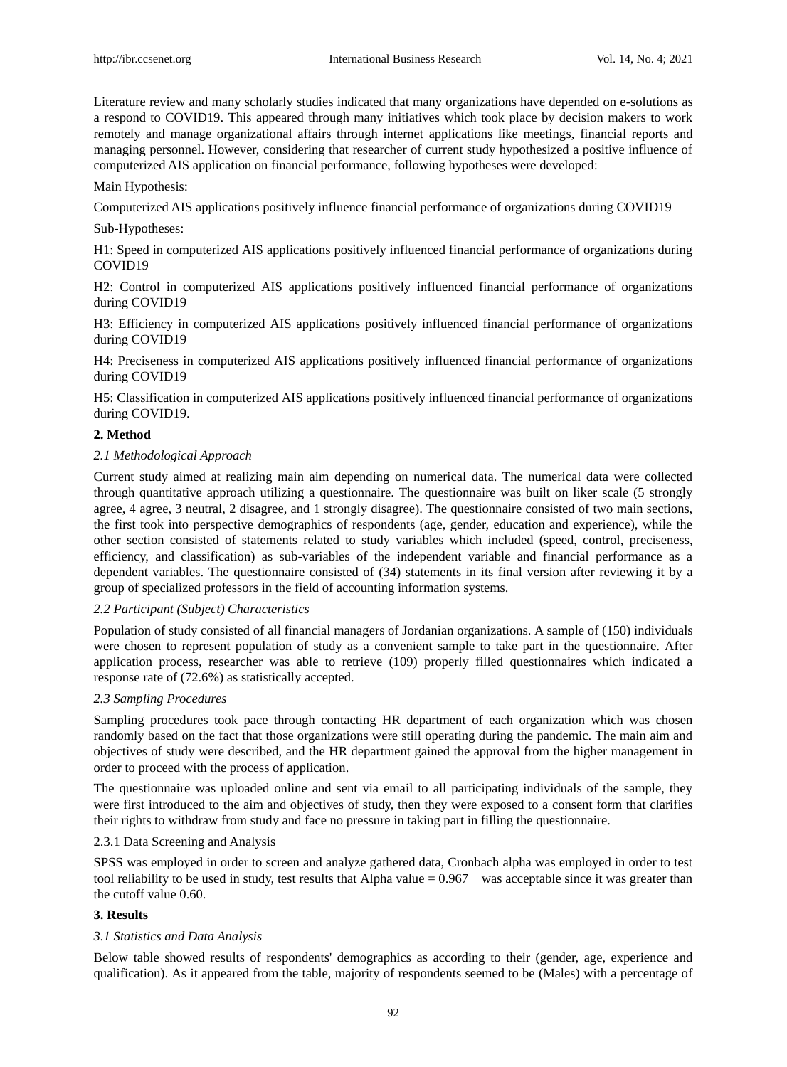Literature review and many scholarly studies indicated that many organizations have depended on e-solutions as a respond to COVID19. This appeared through many initiatives which took place by decision makers to work remotely and manage organizational affairs through internet applications like meetings, financial reports and managing personnel. However, considering that researcher of current study hypothesized a positive influence of computerized AIS application on financial performance, following hypotheses were developed:

Main Hypothesis:

Computerized AIS applications positively influence financial performance of organizations during COVID19

Sub-Hypotheses:

H1: Speed in computerized AIS applications positively influenced financial performance of organizations during COVID19

H2: Control in computerized AIS applications positively influenced financial performance of organizations during COVID19

H3: Efficiency in computerized AIS applications positively influenced financial performance of organizations during COVID19

H4: Preciseness in computerized AIS applications positively influenced financial performance of organizations during COVID19

H5: Classification in computerized AIS applications positively influenced financial performance of organizations during COVID19.

## 2. Method

### *2.1 Methodological Approach*

Current study aimed at realizing main aim depending on numerical data. The numerical data were collected through quantitative approach utilizing a questionnaire. The questionnaire was built on liker scale (5 strongly agree, 4 agree, 3 neutral, 2 disagree, and 1 strongly disagree). The questionnaire consisted of two main sections, the first took into perspective demographics of respondents (age, gender, education and experience), while the other section consisted of statements related to study variables which included (speed, control, preciseness, efficiency, and classification) as sub-variables of the independent variable and financial performance as a dependent variables. The questionnaire consisted of (34) statements in its final version after reviewing it by a group of specialized professors in the field of accounting information systems.

### *2.2 Participant (Subject) Characteristics*

Population of study consisted of all financial managers of Jordanian organizations. A sample of (150) individuals were chosen to represent population of study as a convenient sample to take part in the questionnaire. After application process, researcher was able to retrieve (109) properly filled questionnaires which indicated a response rate of (72.6%) as statistically accepted.

### *2.3 Sampling Procedures*

Sampling procedures took pace through contacting HR department of each organization which was chosen randomly based on the fact that those organizations were still operating during the pandemic. The main aim and objectives of study were described, and the HR department gained the approval from the higher management in order to proceed with the process of application.

The questionnaire was uploaded online and sent via email to all participating individuals of the sample, they were first introduced to the aim and objectives of study, then they were exposed to a consent form that clarifies their rights to withdraw from study and face no pressure in taking part in filling the questionnaire.

#### 2.3.1 Data Screening and Analysis

SPSS was employed in order to screen and analyze gathered data, Cronbach alpha was employed in order to test tool reliability to be used in study, test results that Alpha value = 0.967 was acceptable since it was greater than the cutoff value 0.60.

## 3. Results

### *3.1 Statistics and Data Analysis*

Below table showed results of respondents' demographics as according to their (gender, age, experience and qualification). As it appeared from the table, majority of respondents seemed to be (Males) with a percentage of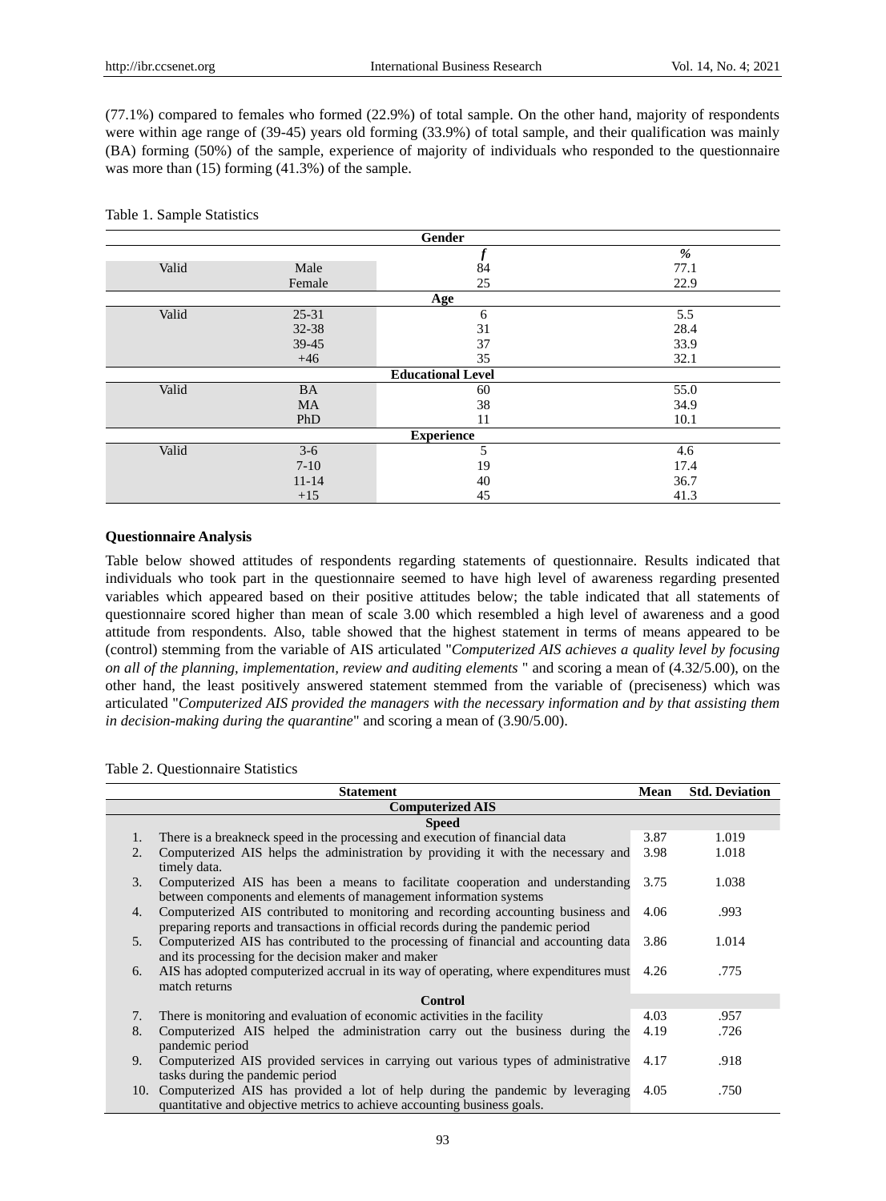(77.1%) compared to females who formed (22.9%) of total sample. On the other hand, majority of respondents were within age range of (39-45) years old forming (33.9%) of total sample, and their qualification was mainly (BA) forming (50%) of the sample, experience of majority of individuals who responded to the questionnaire was more than (15) forming (41.3%) of the sample.

Table 1. Sample Statistics

| | | *f* | *%* |
|---|---|---|---|
| **Gender** | | | |
| Valid | Male | 84 | 77.1 |
| | Female | 25 | 22.9 |
| **Age** | | | |
| Valid | 25-31 | 6 | 5.5 |
| | 32-38 | 31 | 28.4 |
| | 39-45 | 37 | 33.9 |
| | +46 | 35 | 32.1 |
| **Educational Level** | | | |
| Valid | BA | 60 | 55.0 |
| | MA | 38 | 34.9 |
| | PhD | 11 | 10.1 |
| **Experience** | | | |
| Valid | 3-6 | 5 | 4.6 |
| | 7-10 | 19 | 17.4 |
| | 11-14 | 40 | 36.7 |
| | +15 | 45 | 41.3 |

**Questionnaire Analysis**

Table below showed attitudes of respondents regarding statements of questionnaire. Results indicated that individuals who took part in the questionnaire seemed to have high level of awareness regarding presented variables which appeared based on their positive attitudes below; the table indicated that all statements of questionnaire scored higher than mean of scale 3.00 which resembled a high level of awareness and a good attitude from respondents. Also, table showed that the highest statement in terms of means appeared to be (control) stemming from the variable of AIS articulated "*Computerized AIS achieves a quality level by focusing on all of the planning, implementation, review and auditing elements* " and scoring a mean of (4.32/5.00), on the other hand, the least positively answered statement stemmed from the variable of (preciseness) which was articulated "*Computerized AIS provided the managers with the necessary information and by that assisting them in decision-making during the quarantine*" and scoring a mean of (3.90/5.00).

Table 2. Questionnaire Statistics

| | Statement | Mean | Std. Deviation |
|---|---|---|---|
| | **Computerized AIS** | | |
| | **Speed** | | |
| 1. | There is a breakneck speed in the processing and execution of financial data | 3.87 | 1.019 |
| 2. | Computerized AIS helps the administration by providing it with the necessary and timely data. | 3.98 | 1.018 |
| 3. | Computerized AIS has been a means to facilitate cooperation and understanding between components and elements of management information systems | 3.75 | 1.038 |
| 4. | Computerized AIS contributed to monitoring and recording accounting business and preparing reports and transactions in official records during the pandemic period | 4.06 | .993 |
| 5. | Computerized AIS has contributed to the processing of financial and accounting data and its processing for the decision maker and maker | 3.86 | 1.014 |
| 6. | AIS has adopted computerized accrual in its way of operating, where expenditures must match returns | 4.26 | .775 |
| | **Control** | | |
| 7. | There is monitoring and evaluation of economic activities in the facility | 4.03 | .957 |
| 8. | Computerized AIS helped the administration carry out the business during the pandemic period | 4.19 | .726 |
| 9. | Computerized AIS provided services in carrying out various types of administrative tasks during the pandemic period | 4.17 | .918 |
| 10. | Computerized AIS has provided a lot of help during the pandemic by leveraging quantitative and objective metrics to achieve accounting business goals. | 4.05 | .750 |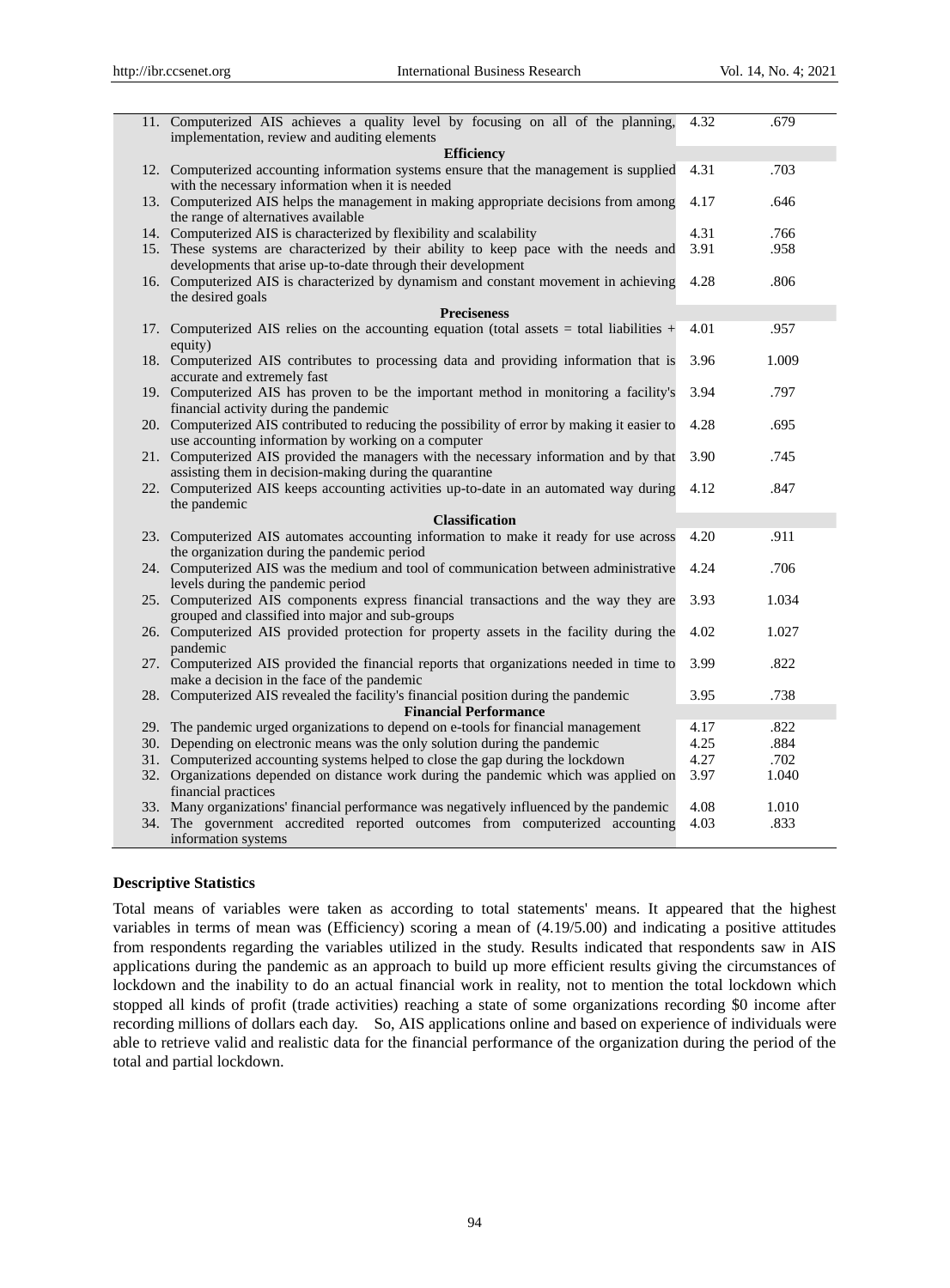| | Statement | Mean | Std. Deviation |
|---|---|---|---|
| 11. | Computerized AIS achieves a quality level by focusing on all of the planning, implementation, review and auditing elements | 4.32 | .679 |
| | **Efficiency** | | |
| 12. | Computerized accounting information systems ensure that the management is supplied with the necessary information when it is needed | 4.31 | .703 |
| 13. | Computerized AIS helps the management in making appropriate decisions from among the range of alternatives available | 4.17 | .646 |
| 14. | Computerized AIS is characterized by flexibility and scalability | 4.31 | .766 |
| 15. | These systems are characterized by their ability to keep pace with the needs and developments that arise up-to-date through their development | 3.91 | .958 |
| 16. | Computerized AIS is characterized by dynamism and constant movement in achieving the desired goals | 4.28 | .806 |
| | **Preciseness** | | |
| 17. | Computerized AIS relies on the accounting equation (total assets = total liabilities + equity) | 4.01 | .957 |
| 18. | Computerized AIS contributes to processing data and providing information that is accurate and extremely fast | 3.96 | 1.009 |
| 19. | Computerized AIS has proven to be the important method in monitoring a facility's financial activity during the pandemic | 3.94 | .797 |
| 20. | Computerized AIS contributed to reducing the possibility of error by making it easier to use accounting information by working on a computer | 4.28 | .695 |
| 21. | Computerized AIS provided the managers with the necessary information and by that assisting them in decision-making during the quarantine | 3.90 | .745 |
| 22. | Computerized AIS keeps accounting activities up-to-date in an automated way during the pandemic | 4.12 | .847 |
| | **Classification** | | |
| 23. | Computerized AIS automates accounting information to make it ready for use across the organization during the pandemic period | 4.20 | .911 |
| 24. | Computerized AIS was the medium and tool of communication between administrative levels during the pandemic period | 4.24 | .706 |
| 25. | Computerized AIS components express financial transactions and the way they are grouped and classified into major and sub-groups | 3.93 | 1.034 |
| 26. | Computerized AIS provided protection for property assets in the facility during the pandemic | 4.02 | 1.027 |
| 27. | Computerized AIS provided the financial reports that organizations needed in time to make a decision in the face of the pandemic | 3.99 | .822 |
| 28. | Computerized AIS revealed the facility's financial position during the pandemic | 3.95 | .738 |
| | **Financial Performance** | | |
| 29. | The pandemic urged organizations to depend on e-tools for financial management | 4.17 | .822 |
| 30. | Depending on electronic means was the only solution during the pandemic | 4.25 | .884 |
| 31. | Computerized accounting systems helped to close the gap during the lockdown | 4.27 | .702 |
| 32. | Organizations depended on distance work during the pandemic which was applied on financial practices | 3.97 | 1.040 |
| 33. | Many organizations' financial performance was negatively influenced by the pandemic | 4.08 | 1.010 |
| 34. | The government accredited reported outcomes from computerized accounting information systems | 4.03 | .833 |

### Descriptive Statistics

Total means of variables were taken as according to total statements' means. It appeared that the highest variables in terms of mean was (Efficiency) scoring a mean of (4.19/5.00) and indicating a positive attitudes from respondents regarding the variables utilized in the study. Results indicated that respondents saw in AIS applications during the pandemic as an approach to build up more efficient results giving the circumstances of lockdown and the inability to do an actual financial work in reality, not to mention the total lockdown which stopped all kinds of profit (trade activities) reaching a state of some organizations recording $0 income after recording millions of dollars each day. So, AIS applications online and based on experience of individuals were able to retrieve valid and realistic data for the financial performance of the organization during the period of the total and partial lockdown.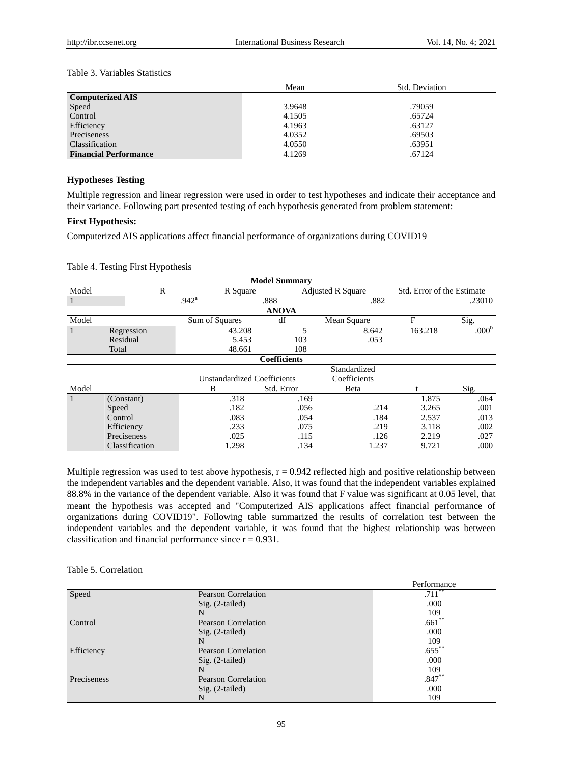Table 3. Variables Statistics

| | Mean | Std. Deviation |
|---|---|---|
| **Computerized AIS** | | |
| Speed | 3.9648 | .79059 |
| Control | 4.1505 | .65724 |
| Efficiency | 4.1963 | .63127 |
| Preciseness | 4.0352 | .69503 |
| Classification | 4.0550 | .63951 |
| **Financial Performance** | 4.1269 | .67124 |

**Hypotheses Testing**

Multiple regression and linear regression were used in order to test hypotheses and indicate their acceptance and their variance. Following part presented testing of each hypothesis generated from problem statement:

**First Hypothesis:**

Computerized AIS applications affect financial performance of organizations during COVID19

Table 4. Testing First Hypothesis

| **Model Summary** | | | | | | |
|---|---|---|---|---|---|---|
| Model | R | R Square | | Adjusted R Square | Std. Error of the Estimate | |
| 1 | .942[a] | .888 | | .882 | .23010 | |
| **ANOVA** | | | | | | |
| Model | | Sum of Squares | df | Mean Square | F | Sig. |
| 1 | Regression | 43.208 | 5 | 8.642 | 163.218 | .000[b] |
| | Residual | 5.453 | 103 | .053 | | |
| | Total | 48.661 | 108 | | | |
| **Coefficients** | | | | | | |
| Model | | Unstandardized Coefficients B | Unstandardized Coefficients Std. Error | Standardized Coefficients Beta | t | Sig. |
| 1 | (Constant) | .318 | .169 | | 1.875 | .064 |
| | Speed | .182 | .056 | .214 | 3.265 | .001 |
| | Control | .083 | .054 | .184 | 2.537 | .013 |
| | Efficiency | .233 | .075 | .219 | 3.118 | .002 |
| | Preciseness | .025 | .115 | .126 | 2.219 | .027 |
| | Classification | 1.298 | .134 | 1.237 | 9.721 | .000 |

Multiple regression was used to test above hypothesis, $r = 0.942$ reflected high and positive relationship between the independent variables and the dependent variable. Also, it was found that the independent variables explained 88.8% in the variance of the dependent variable. Also it was found that F value was significant at 0.05 level, that meant the hypothesis was accepted and "Computerized AIS applications affect financial performance of organizations during COVID19". Following table summarized the results of correlation test between the independent variables and the dependent variable, it was found that the highest relationship was between classification and financial performance since $r = 0.931$.

Table 5. Correlation

| | | Performance |
|---|---|---|
| Speed | Pearson Correlation | .711** |
| | Sig. (2-tailed) | .000 |
| | N | 109 |
| Control | Pearson Correlation | .661** |
| | Sig. (2-tailed) | .000 |
| | N | 109 |
| Efficiency | Pearson Correlation | .655** |
| | Sig. (2-tailed) | .000 |
| | N | 109 |
| Preciseness | Pearson Correlation | .847** |
| | Sig. (2-tailed) | .000 |
| | N | 109 |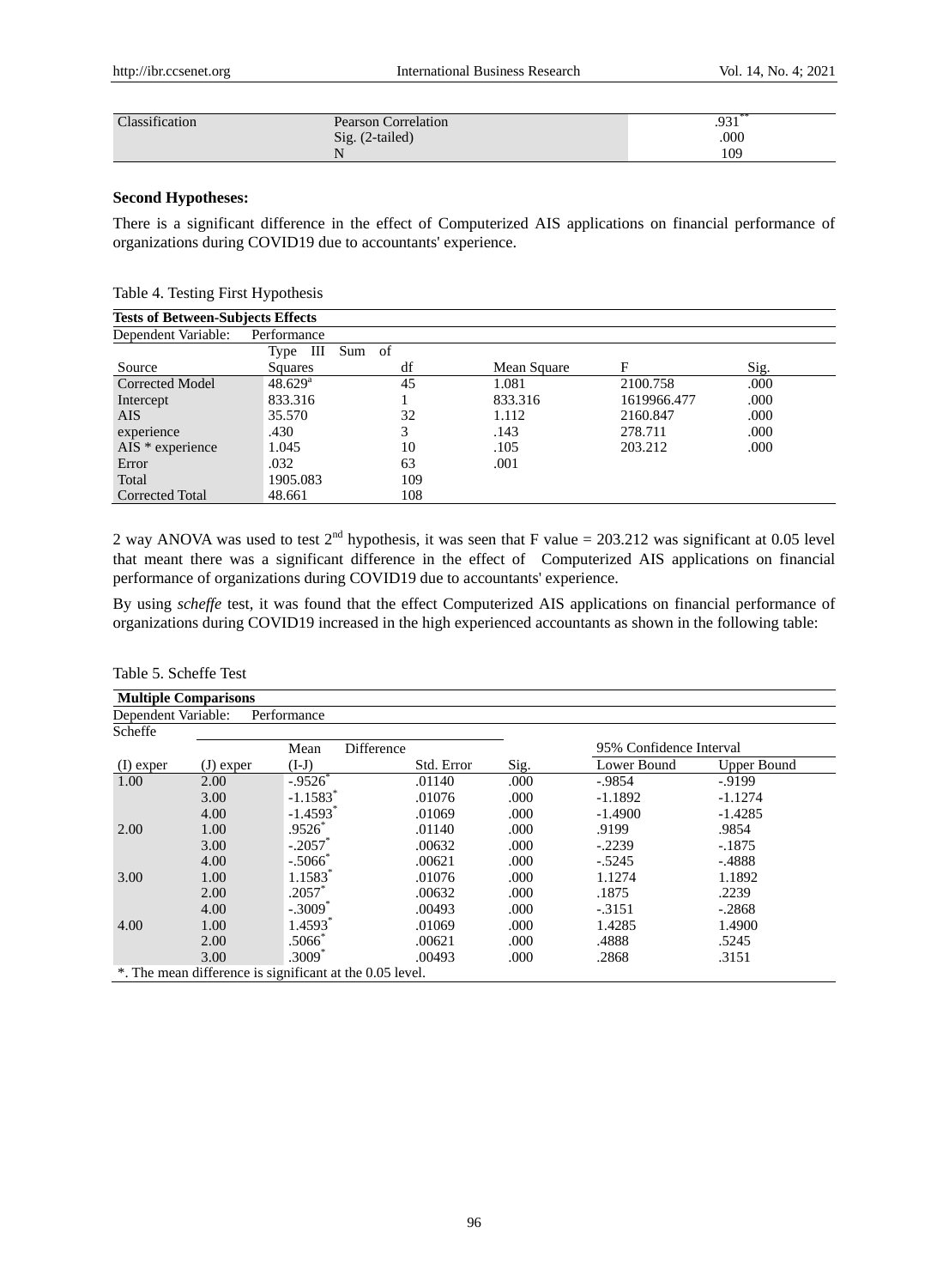| Classification | Pearson Correlation | .931** |
|---|---|---|
| | Sig. (2-tailed) | .000 |
| | N | 109 |

**Second Hypotheses:**

There is a significant difference in the effect of Computerized AIS applications on financial performance of organizations during COVID19 due to accountants' experience.

Table 4. Testing First Hypothesis

| Tests of Between-Subjects Effects | | | | | |
|---|---|---|---|---|---|
| Dependent Variable: Performance | | | | | |
| Source | Type III Sum of Squares | df | Mean Square | F | Sig. |
| Corrected Model | 48.629[a] | 45 | 1.081 | 2100.758 | .000 |
| Intercept | 833.316 | 1 | 833.316 | 1619966.477 | .000 |
| AIS | 35.570 | 32 | 1.112 | 2160.847 | .000 |
| experience | .430 | 3 | .143 | 278.711 | .000 |
| AIS * experience | 1.045 | 10 | .105 | 203.212 | .000 |
| Error | .032 | 63 | .001 | | |
| Total | 1905.083 | 109 | | | |
| Corrected Total | 48.661 | 108 | | | |

2 way ANOVA was used to test 2nd hypothesis, it was seen that F value = 203.212 was significant at 0.05 level that meant there was a significant difference in the effect of Computerized AIS applications on financial performance of organizations during COVID19 due to accountants' experience.

By using *scheffe* test, it was found that the effect Computerized AIS applications on financial performance of organizations during COVID19 increased in the high experienced accountants as shown in the following table:

Table 5. Scheffe Test

| Multiple Comparisons | | | | | | |
|---|---|---|---|---|---|---|
| Dependent Variable: Performance | | | | | | |
| Scheffe | | | | | | |
| | | | | | 95% Confidence Interval | |
| (I) exper | (J) exper | Mean Difference (I-J) | Std. Error | Sig. | Lower Bound | Upper Bound |
| 1.00 | 2.00 | -.9526* | .01140 | .000 | -.9854 | -.9199 |
| | 3.00 | -1.1583* | .01076 | .000 | -1.1892 | -1.1274 |
| | 4.00 | -1.4593* | .01069 | .000 | -1.4900 | -1.4285 |
| 2.00 | 1.00 | .9526* | .01140 | .000 | .9199 | .9854 |
| | 3.00 | -.2057* | .00632 | .000 | -.2239 | -.1875 |
| | 4.00 | -.5066* | .00621 | .000 | -.5245 | -.4888 |
| 3.00 | 1.00 | 1.1583* | .01076 | .000 | 1.1274 | 1.1892 |
| | 2.00 | .2057* | .00632 | .000 | .1875 | .2239 |
| | 4.00 | -.3009* | .00493 | .000 | -.3151 | -.2868 |
| 4.00 | 1.00 | 1.4593* | .01069 | .000 | 1.4285 | 1.4900 |
| | 2.00 | .5066* | .00621 | .000 | .4888 | .5245 |
| | 3.00 | .3009* | .00493 | .000 | .2868 | .3151 |

*. The mean difference is significant at the 0.05 level.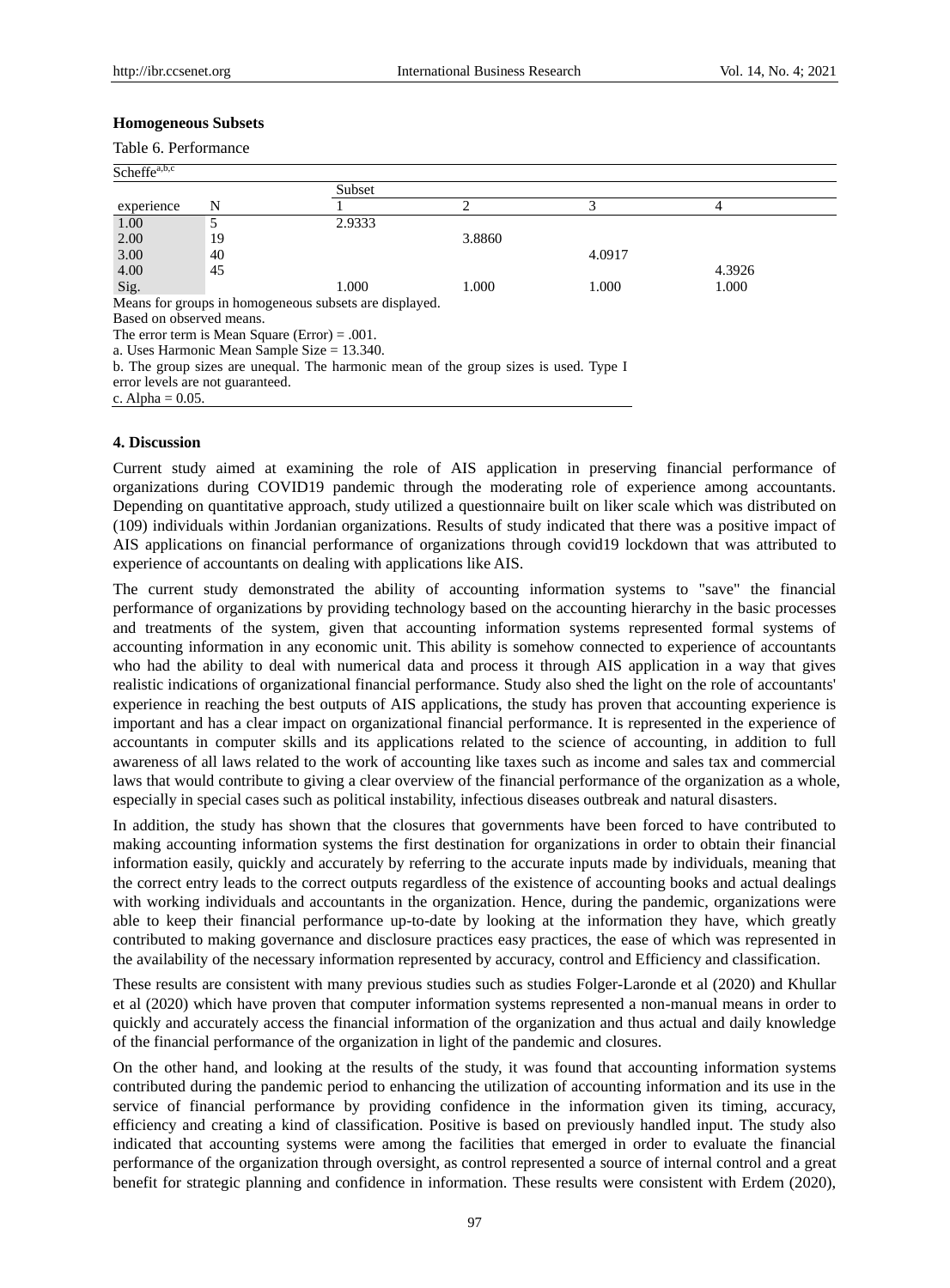**Homogeneous Subsets**

Table 6. Performance

| Scheffe[a,b,c] | | | | | |
|---|---|---|---|---|---|
| | | Subset | | | |
| experience | N | 1 | 2 | 3 | 4 |
| 1.00 | 5 | 2.9333 | | | |
| 2.00 | 19 | | 3.8860 | | |
| 3.00 | 40 | | | 4.0917 | |
| 4.00 | 45 | | | | 4.3926 |
| Sig. | | 1.000 | 1.000 | 1.000 | 1.000 |

Means for groups in homogeneous subsets are displayed.
Based on observed means.
The error term is Mean Square (Error) = .001.
a. Uses Harmonic Mean Sample Size = 13.340.
b. The group sizes are unequal. The harmonic mean of the group sizes is used. Type I error levels are not guaranteed.
c. Alpha = 0.05.

## 4. Discussion

Current study aimed at examining the role of AIS application in preserving financial performance of organizations during COVID19 pandemic through the moderating role of experience among accountants. Depending on quantitative approach, study utilized a questionnaire built on liker scale which was distributed on (109) individuals within Jordanian organizations. Results of study indicated that there was a positive impact of AIS applications on financial performance of organizations through covid19 lockdown that was attributed to experience of accountants on dealing with applications like AIS.

The current study demonstrated the ability of accounting information systems to "save" the financial performance of organizations by providing technology based on the accounting hierarchy in the basic processes and treatments of the system, given that accounting information systems represented formal systems of accounting information in any economic unit. This ability is somehow connected to experience of accountants who had the ability to deal with numerical data and process it through AIS application in a way that gives realistic indications of organizational financial performance. Study also shed the light on the role of accountants' experience in reaching the best outputs of AIS applications, the study has proven that accounting experience is important and has a clear impact on organizational financial performance. It is represented in the experience of accountants in computer skills and its applications related to the science of accounting, in addition to full awareness of all laws related to the work of accounting like taxes such as income and sales tax and commercial laws that would contribute to giving a clear overview of the financial performance of the organization as a whole, especially in special cases such as political instability, infectious diseases outbreak and natural disasters.

In addition, the study has shown that the closures that governments have been forced to have contributed to making accounting information systems the first destination for organizations in order to obtain their financial information easily, quickly and accurately by referring to the accurate inputs made by individuals, meaning that the correct entry leads to the correct outputs regardless of the existence of accounting books and actual dealings with working individuals and accountants in the organization. Hence, during the pandemic, organizations were able to keep their financial performance up-to-date by looking at the information they have, which greatly contributed to making governance and disclosure practices easy practices, the ease of which was represented in the availability of the necessary information represented by accuracy, control and Efficiency and classification.

These results are consistent with many previous studies such as studies Folger-Laronde et al (2020) and Khullar et al (2020) which have proven that computer information systems represented a non-manual means in order to quickly and accurately access the financial information of the organization and thus actual and daily knowledge of the financial performance of the organization in light of the pandemic and closures.

On the other hand, and looking at the results of the study, it was found that accounting information systems contributed during the pandemic period to enhancing the utilization of accounting information and its use in the service of financial performance by providing confidence in the information given its timing, accuracy, efficiency and creating a kind of classification. Positive is based on previously handled input. The study also indicated that accounting systems were among the facilities that emerged in order to evaluate the financial performance of the organization through oversight, as control represented a source of internal control and a great benefit for strategic planning and confidence in information. These results were consistent with Erdem (2020),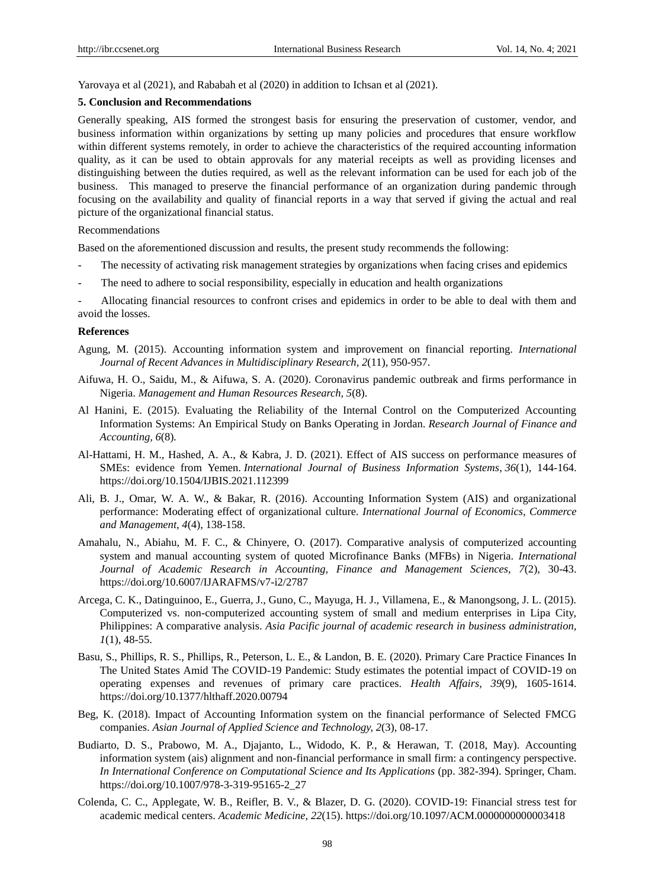Yarovaya et al (2021), and Rababah et al (2020) in addition to Ichsan et al (2021).

## 5. Conclusion and Recommendations

Generally speaking, AIS formed the strongest basis for ensuring the preservation of customer, vendor, and business information within organizations by setting up many policies and procedures that ensure workflow within different systems remotely, in order to achieve the characteristics of the required accounting information quality, as it can be used to obtain approvals for any material receipts as well as providing licenses and distinguishing between the duties required, as well as the relevant information can be used for each job of the business. This managed to preserve the financial performance of an organization during pandemic through focusing on the availability and quality of financial reports in a way that served if giving the actual and real picture of the organizational financial status.

Recommendations

Based on the aforementioned discussion and results, the present study recommends the following:

- The necessity of activating risk management strategies by organizations when facing crises and epidemics
- The need to adhere to social responsibility, especially in education and health organizations
- Allocating financial resources to confront crises and epidemics in order to be able to deal with them and avoid the losses.

## References

Agung, M. (2015). Accounting information system and improvement on financial reporting. *International Journal of Recent Advances in Multidisciplinary Research, 2*(11), 950-957.

Aifuwa, H. O., Saidu, M., & Aifuwa, S. A. (2020). Coronavirus pandemic outbreak and firms performance in Nigeria. *Management and Human Resources Research, 5*(8).

Al Hanini, E. (2015). Evaluating the Reliability of the Internal Control on the Computerized Accounting Information Systems: An Empirical Study on Banks Operating in Jordan. *Research Journal of Finance and Accounting, 6*(8).

Al-Hattami, H. M., Hashed, A. A., & Kabra, J. D. (2021). Effect of AIS success on performance measures of SMEs: evidence from Yemen. *International Journal of Business Information Systems*, *36*(1), 144-164. https://doi.org/10.1504/IJBIS.2021.112399

Ali, B. J., Omar, W. A. W., & Bakar, R. (2016). Accounting Information System (AIS) and organizational performance: Moderating effect of organizational culture. *International Journal of Economics, Commerce and Management, 4*(4), 138-158.

Amahalu, N., Abiahu, M. F. C., & Chinyere, O. (2017). Comparative analysis of computerized accounting system and manual accounting system of quoted Microfinance Banks (MFBs) in Nigeria. *International Journal of Academic Research in Accounting, Finance and Management Sciences, 7*(2), 30-43. https://doi.org/10.6007/IJARAFMS/v7-i2/2787

Arcega, C. K., Datinguinoo, E., Guerra, J., Guno, C., Mayuga, H. J., Villamena, E., & Manongsong, J. L. (2015). Computerized vs. non-computerized accounting system of small and medium enterprises in Lipa City, Philippines: A comparative analysis. *Asia Pacific journal of academic research in business administration, 1*(1), 48-55.

Basu, S., Phillips, R. S., Phillips, R., Peterson, L. E., & Landon, B. E. (2020). Primary Care Practice Finances In The United States Amid The COVID-19 Pandemic: Study estimates the potential impact of COVID-19 on operating expenses and revenues of primary care practices. *Health Affairs, 39*(9), 1605-1614. https://doi.org/10.1377/hlthaff.2020.00794

Beg, K. (2018). Impact of Accounting Information system on the financial performance of Selected FMCG companies. *Asian Journal of Applied Science and Technology, 2*(3), 08-17.

Budiarto, D. S., Prabowo, M. A., Djajanto, L., Widodo, K. P., & Herawan, T. (2018, May). Accounting information system (ais) alignment and non-financial performance in small firm: a contingency perspective. *In International Conference on Computational Science and Its Applications* (pp. 382-394). Springer, Cham. https://doi.org/10.1007/978-3-319-95165-2_27

Colenda, C. C., Applegate, W. B., Reifler, B. V., & Blazer, D. G. (2020). COVID-19: Financial stress test for academic medical centers. *Academic Medicine, 22*(15). https://doi.org/10.1097/ACM.0000000000003418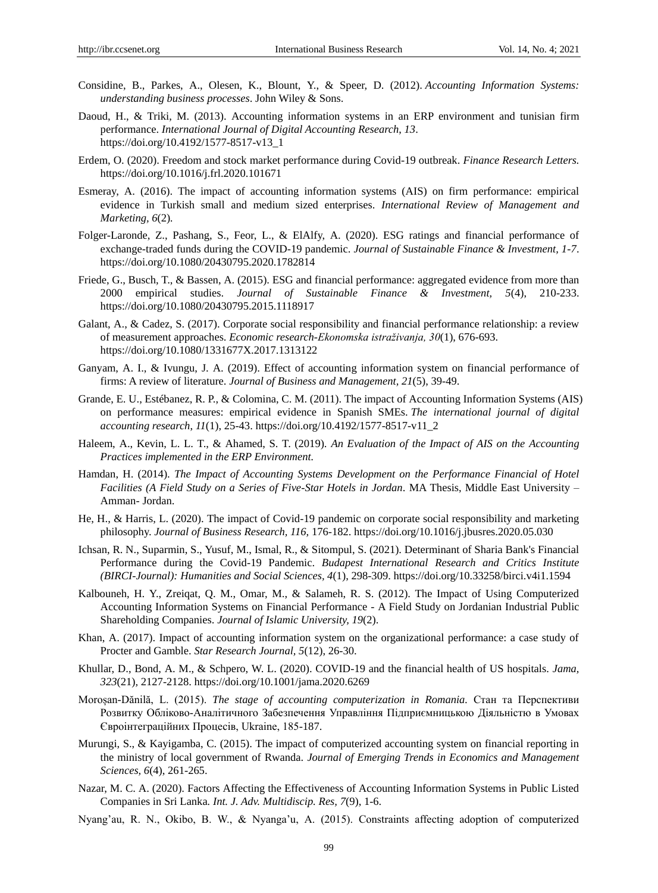Considine, B., Parkes, A., Olesen, K., Blount, Y., & Speer, D. (2012). *Accounting Information Systems: understanding business processes*. John Wiley & Sons.

Daoud, H., & Triki, M. (2013). Accounting information systems in an ERP environment and tunisian firm performance. *International Journal of Digital Accounting Research, 13*. https://doi.org/10.4192/1577-8517-v13_1

Erdem, O. (2020). Freedom and stock market performance during Covid-19 outbreak. *Finance Research Letters.* https://doi.org/10.1016/j.frl.2020.101671

Esmeray, A. (2016). The impact of accounting information systems (AIS) on firm performance: empirical evidence in Turkish small and medium sized enterprises. *International Review of Management and Marketing, 6*(2).

Folger-Laronde, Z., Pashang, S., Feor, L., & ElAlfy, A. (2020). ESG ratings and financial performance of exchange-traded funds during the COVID-19 pandemic. *Journal of Sustainable Finance & Investment, 1-7*. https://doi.org/10.1080/20430795.2020.1782814

Friede, G., Busch, T., & Bassen, A. (2015). ESG and financial performance: aggregated evidence from more than 2000 empirical studies. *Journal of Sustainable Finance & Investment, 5*(4), 210-233. https://doi.org/10.1080/20430795.2015.1118917

Galant, A., & Cadez, S. (2017). Corporate social responsibility and financial performance relationship: a review of measurement approaches. *Economic research-Ekonomska istraživanja, 30*(1), 676-693. https://doi.org/10.1080/1331677X.2017.1313122

Ganyam, A. I., & Ivungu, J. A. (2019). Effect of accounting information system on financial performance of firms: A review of literature. *Journal of Business and Management, 21*(5), 39-49.

Grande, E. U., Estébanez, R. P., & Colomina, C. M. (2011). The impact of Accounting Information Systems (AIS) on performance measures: empirical evidence in Spanish SMEs. *The international journal of digital accounting research, 11*(1), 25-43. https://doi.org/10.4192/1577-8517-v11_2

Haleem, A., Kevin, L. L. T., & Ahamed, S. T. (2019). *An Evaluation of the Impact of AIS on the Accounting Practices implemented in the ERP Environment.*

Hamdan, H. (2014). *The Impact of Accounting Systems Development on the Performance Financial of Hotel Facilities (A Field Study on a Series of Five-Star Hotels in Jordan*. MA Thesis, Middle East University – Amman- Jordan.

He, H., & Harris, L. (2020). The impact of Covid-19 pandemic on corporate social responsibility and marketing philosophy. *Journal of Business Research, 116,* 176-182. https://doi.org/10.1016/j.jbusres.2020.05.030

Ichsan, R. N., Suparmin, S., Yusuf, M., Ismal, R., & Sitompul, S. (2021). Determinant of Sharia Bank's Financial Performance during the Covid-19 Pandemic. *Budapest International Research and Critics Institute (BIRCI-Journal): Humanities and Social Sciences, 4*(1), 298-309. https://doi.org/10.33258/birci.v4i1.1594

Kalbouneh, H. Y., Zreiqat, Q. M., Omar, M., & Salameh, R. S. (2012). The Impact of Using Computerized Accounting Information Systems on Financial Performance - A Field Study on Jordanian Industrial Public Shareholding Companies. *Journal of Islamic University, 19*(2).

Khan, A. (2017). Impact of accounting information system on the organizational performance: a case study of Procter and Gamble. *Star Research Journal, 5*(12), 26-30.

Khullar, D., Bond, A. M., & Schpero, W. L. (2020). COVID-19 and the financial health of US hospitals. *Jama, 323*(21), 2127-2128. https://doi.org/10.1001/jama.2020.6269

Moroșan-Dănilă, L. (2015). *The stage of accounting computerization in Romania.* Стан та Перспективи Розвитку Обліково-Аналітичного Забезпечення Управління Підприємницькою Діяльністю в Умовах Євроінтеграційних Процесів, Ukraine, 185-187.

Murungi, S., & Kayigamba, C. (2015). The impact of computerized accounting system on financial reporting in the ministry of local government of Rwanda. *Journal of Emerging Trends in Economics and Management Sciences, 6*(4), 261-265.

Nazar, M. C. A. (2020). Factors Affecting the Effectiveness of Accounting Information Systems in Public Listed Companies in Sri Lanka. *Int. J. Adv. Multidiscip. Res, 7*(9), 1-6.

Nyang'au, R. N., Okibo, B. W., & Nyanga'u, A. (2015). Constraints affecting adoption of computerized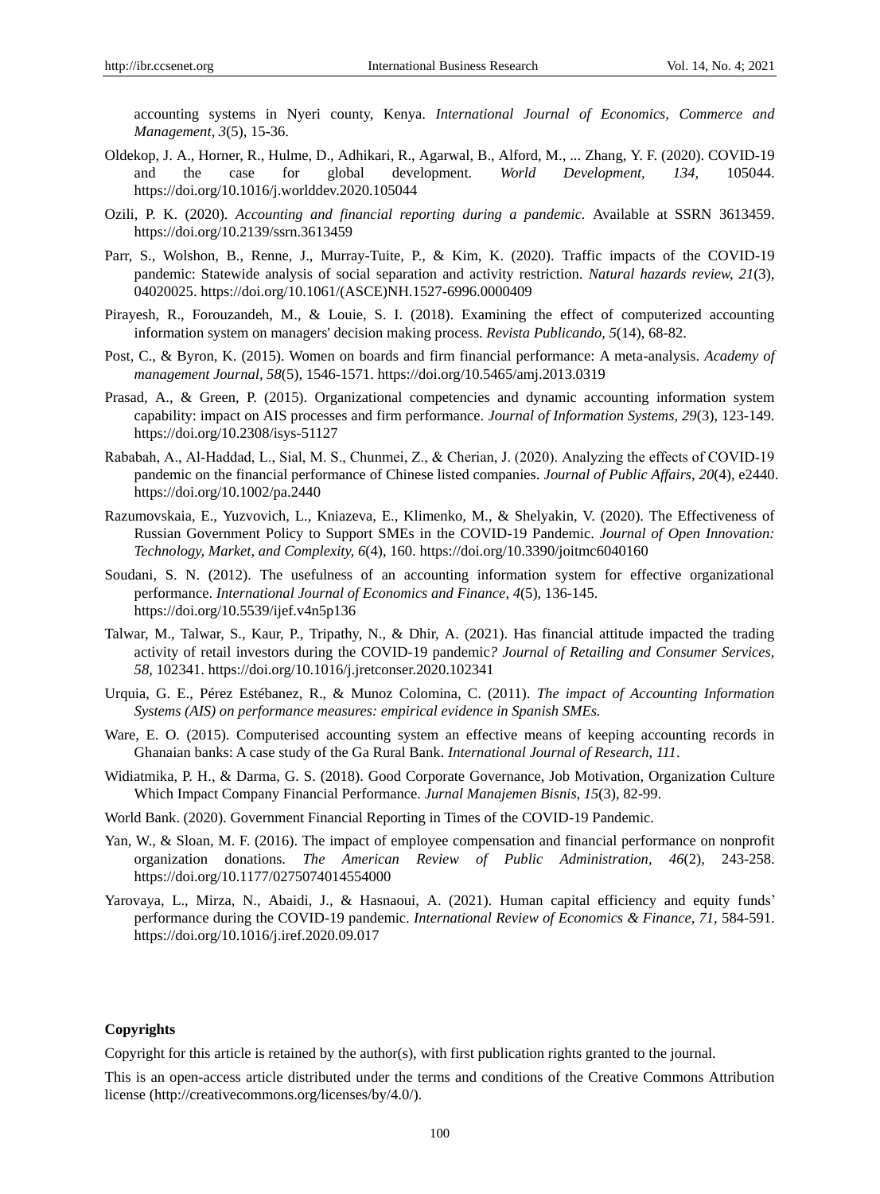accounting systems in Nyeri county, Kenya. *International Journal of Economics, Commerce and Management, 3*(5), 15-36.

Oldekop, J. A., Horner, R., Hulme, D., Adhikari, R., Agarwal, B., Alford, M., ... Zhang, Y. F. (2020). COVID-19 and the case for global development. *World Development, 134*, 105044. https://doi.org/10.1016/j.worlddev.2020.105044

Ozili, P. K. (2020). *Accounting and financial reporting during a pandemic.* Available at SSRN 3613459. https://doi.org/10.2139/ssrn.3613459

Parr, S., Wolshon, B., Renne, J., Murray-Tuite, P., & Kim, K. (2020). Traffic impacts of the COVID-19 pandemic: Statewide analysis of social separation and activity restriction. *Natural hazards review, 21*(3), 04020025. https://doi.org/10.1061/(ASCE)NH.1527-6996.0000409

Pirayesh, R., Forouzandeh, M., & Louie, S. I. (2018). Examining the effect of computerized accounting information system on managers' decision making process. *Revista Publicando, 5*(14), 68-82.

Post, C., & Byron, K. (2015). Women on boards and firm financial performance: A meta-analysis. *Academy of management Journal, 58*(5), 1546-1571. https://doi.org/10.5465/amj.2013.0319

Prasad, A., & Green, P. (2015). Organizational competencies and dynamic accounting information system capability: impact on AIS processes and firm performance. *Journal of Information Systems, 29*(3), 123-149. https://doi.org/10.2308/isys-51127

Rababah, A., Al-Haddad, L., Sial, M. S., Chunmei, Z., & Cherian, J. (2020). Analyzing the effects of COVID-19 pandemic on the financial performance of Chinese listed companies. *Journal of Public Affairs, 20*(4), e2440. https://doi.org/10.1002/pa.2440

Razumovskaia, E., Yuzvovich, L., Kniazeva, E., Klimenko, M., & Shelyakin, V. (2020). The Effectiveness of Russian Government Policy to Support SMEs in the COVID-19 Pandemic. *Journal of Open Innovation: Technology, Market, and Complexity, 6*(4), 160. https://doi.org/10.3390/joitmc6040160

Soudani, S. N. (2012). The usefulness of an accounting information system for effective organizational performance. *International Journal of Economics and Finance, 4*(5), 136-145. https://doi.org/10.5539/ijef.v4n5p136

Talwar, M., Talwar, S., Kaur, P., Tripathy, N., & Dhir, A. (2021). Has financial attitude impacted the trading activity of retail investors during the COVID-19 pandemic*? Journal of Retailing and Consumer Services, 58*, 102341. https://doi.org/10.1016/j.jretconser.2020.102341

Urquia, G. E., Pérez Estébanez, R., & Munoz Colomina, C. (2011). *The impact of Accounting Information Systems (AIS) on performance measures: empirical evidence in Spanish SMEs.*

Ware, E. O. (2015). Computerised accounting system an effective means of keeping accounting records in Ghanaian banks: A case study of the Ga Rural Bank. *International Journal of Research, 111*.

Widiatmika, P. H., & Darma, G. S. (2018). Good Corporate Governance, Job Motivation, Organization Culture Which Impact Company Financial Performance. *Jurnal Manajemen Bisnis, 15*(3), 82-99.

World Bank. (2020). Government Financial Reporting in Times of the COVID-19 Pandemic.

Yan, W., & Sloan, M. F. (2016). The impact of employee compensation and financial performance on nonprofit organization donations. *The American Review of Public Administration, 46*(2), 243-258. https://doi.org/10.1177/0275074014554000

Yarovaya, L., Mirza, N., Abaidi, J., & Hasnaoui, A. (2021). Human capital efficiency and equity funds' performance during the COVID-19 pandemic. *International Review of Economics & Finance, 71*, 584-591. https://doi.org/10.1016/j.iref.2020.09.017

**Copyrights**

Copyright for this article is retained by the author(s), with first publication rights granted to the journal.

This is an open-access article distributed under the terms and conditions of the Creative Commons Attribution license (http://creativecommons.org/licenses/by/4.0/).